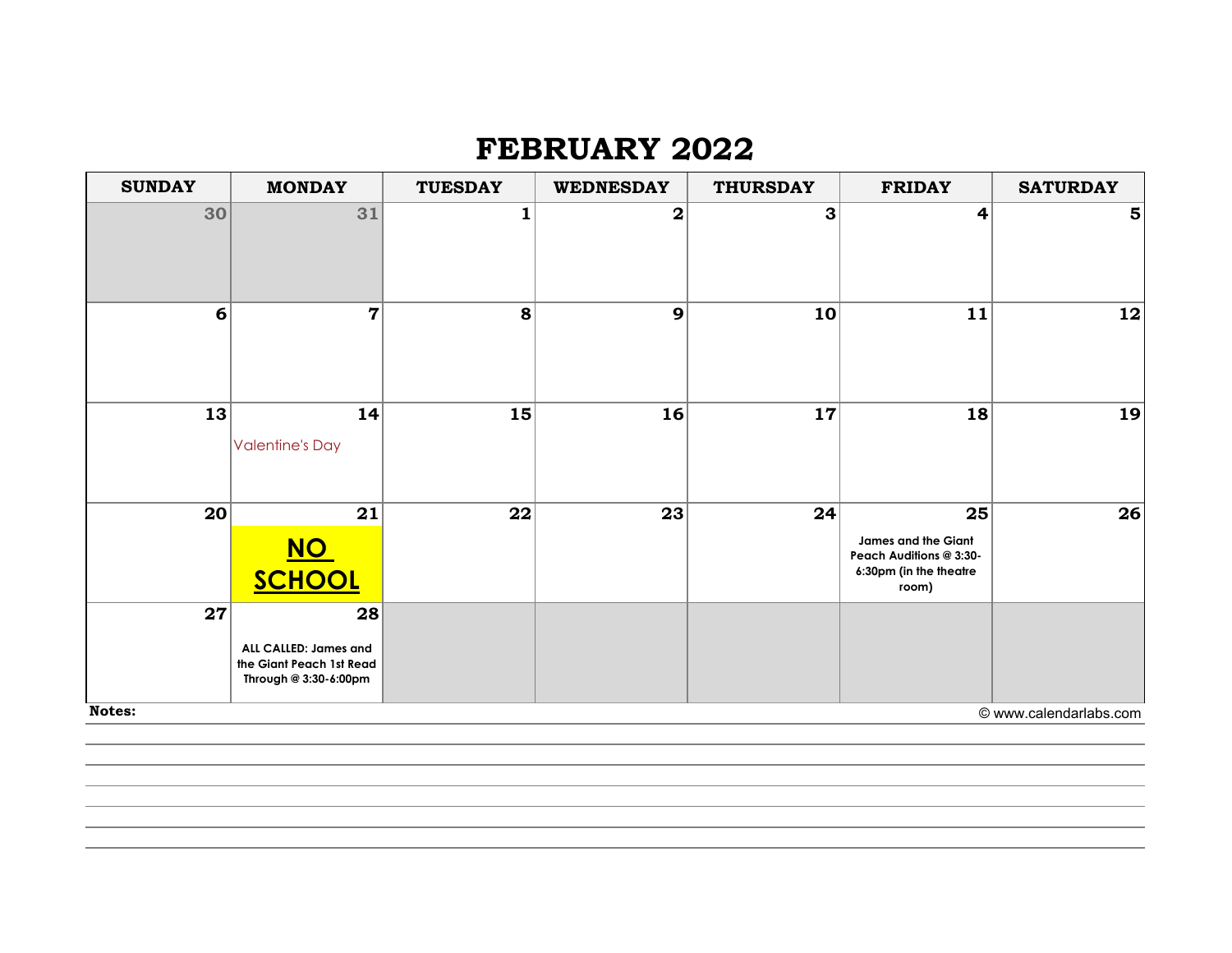# FEBRUARY 2022

| SUNDAY | MONDAY | TUESDAY | WEDNESDAY | THURSDAY | FRIDAY | SATURDAY |
|---|---|---|---|---|---|---|
| 30 | 31 | 1 | 2 | 3 | 4 | 5 |
| 6 | 7 | 8 | 9 | 10 | 11 | 12 |
| 13 | 14 Valentine's Day | 15 | 16 | 17 | 18 | 19 |
| 20 | 21 **NO SCHOOL** | 22 | 23 | 24 | 25 **James and the Giant Peach Auditions @ 3:30-6:30pm (in the theatre room)** | 26 |
| 27 | 28 **ALL CALLED: James and the Giant Peach 1st Read Through @ 3:30-6:00pm** | | | | | |

**Notes:**

© www.calendarlabs.com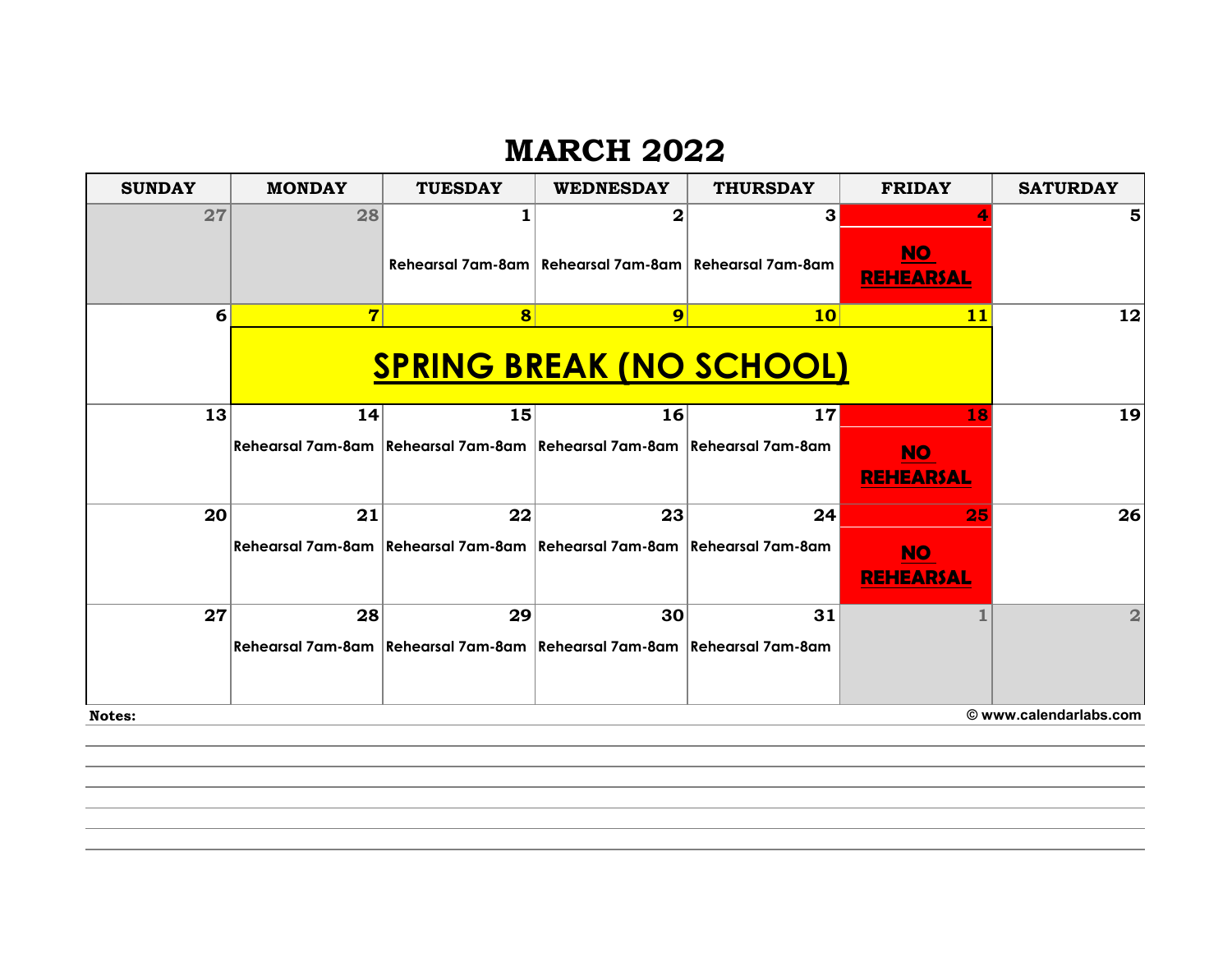# MARCH 2022

| SUNDAY | MONDAY | TUESDAY | WEDNESDAY | THURSDAY | FRIDAY | SATURDAY |
|---|---|---|---|---|---|---|
| 27 | 28 | 1 Rehearsal 7am-8am | 2 Rehearsal 7am-8am | 3 Rehearsal 7am-8am | 4 **NO REHEARSAL** | 5 |
| 6 | 7 **SPRING BREAK (NO SCHOOL)** | 8 | 9 | 10 | 11 | 12 |
| 13 | 14 Rehearsal 7am-8am | 15 Rehearsal 7am-8am | 16 Rehearsal 7am-8am | 17 Rehearsal 7am-8am | 18 **NO REHEARSAL** | 19 |
| 20 | 21 Rehearsal 7am-8am | 22 Rehearsal 7am-8am | 23 Rehearsal 7am-8am | 24 Rehearsal 7am-8am | 25 **NO REHEARSAL** | 26 |
| 27 | 28 Rehearsal 7am-8am | 29 Rehearsal 7am-8am | 30 Rehearsal 7am-8am | 31 Rehearsal 7am-8am | 1 | 2 |

**Notes:**

© www.calendarlabs.com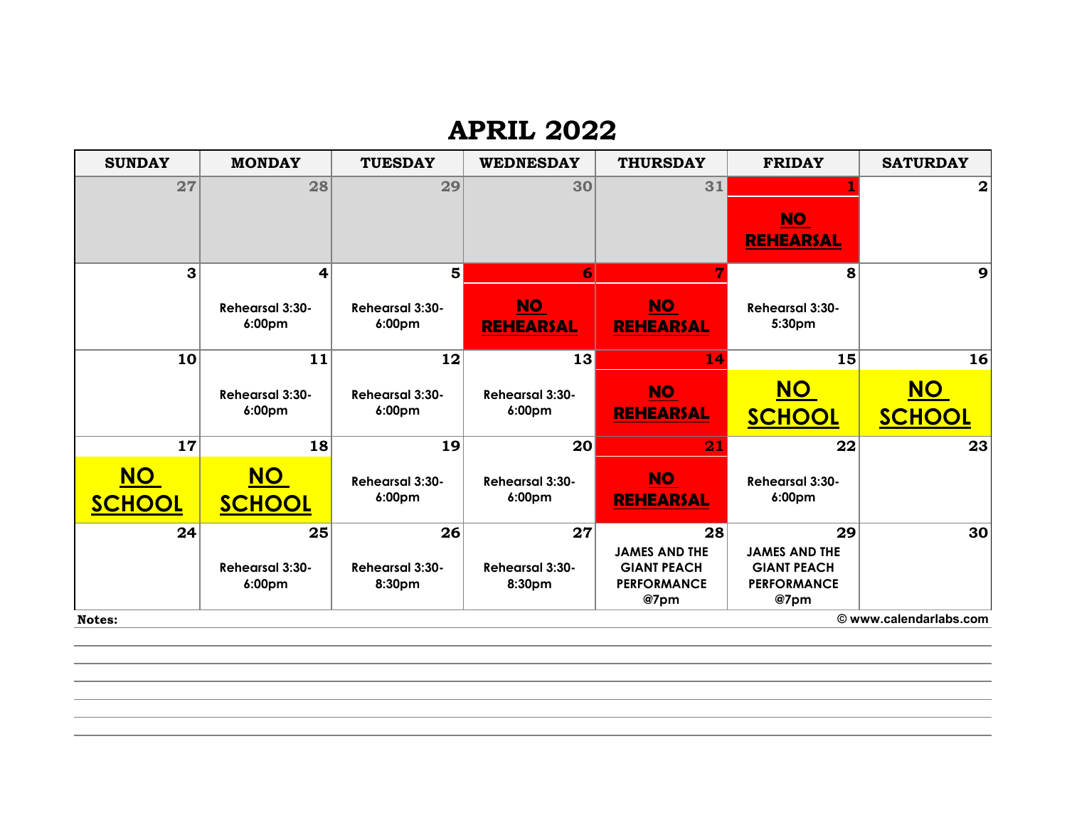# APRIL 2022

| SUNDAY | MONDAY | TUESDAY | WEDNESDAY | THURSDAY | FRIDAY | SATURDAY |
|---|---|---|---|---|---|---|
| 27 | 28 | 29 | 30 | 31 | 1 NO REHEARSAL | 2 |
| 3 | 4 Rehearsal 3:30-6:00pm | 5 Rehearsal 3:30-6:00pm | 6 NO REHEARSAL | 7 NO REHEARSAL | 8 Rehearsal 3:30-5:30pm | 9 |
| 10 | 11 Rehearsal 3:30-6:00pm | 12 Rehearsal 3:30-6:00pm | 13 Rehearsal 3:30-6:00pm | 14 NO REHEARSAL | 15 NO SCHOOL | 16 NO SCHOOL |
| 17 NO SCHOOL | 18 NO SCHOOL | 19 Rehearsal 3:30-6:00pm | 20 Rehearsal 3:30-6:00pm | 21 NO REHEARSAL | 22 Rehearsal 3:30-6:00pm | 23 |
| 24 | 25 Rehearsal 3:30-6:00pm | 26 Rehearsal 3:30-8:30pm | 27 Rehearsal 3:30-8:30pm | 28 JAMES AND THE GIANT PEACH PERFORMANCE @7pm | 29 JAMES AND THE GIANT PEACH PERFORMANCE @7pm | 30 |

**Notes:**

© www.calendarlabs.com